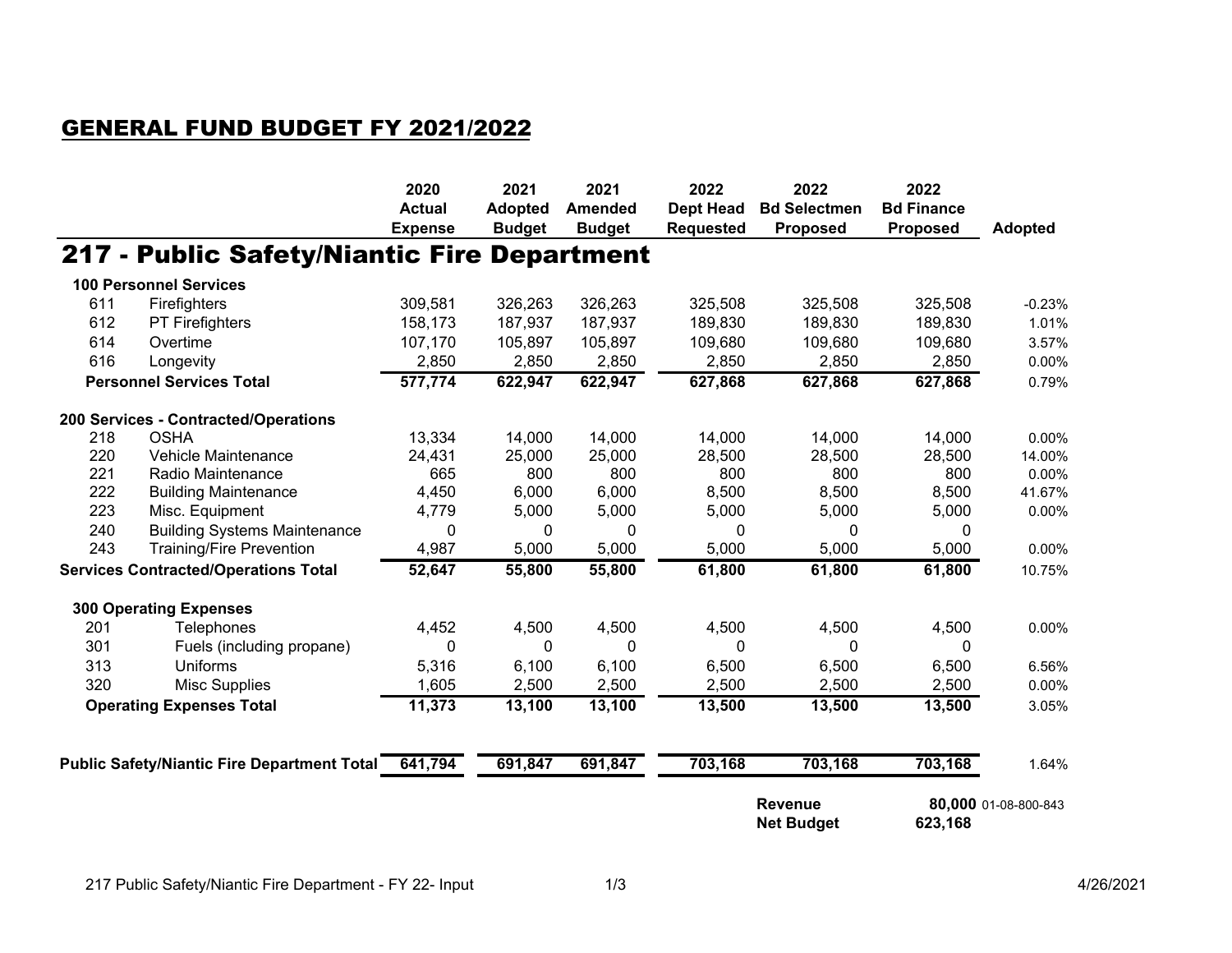# GENERAL FUND BUDGET FY 2021/2022

| | | 2020 Actual Expense | 2021 Adopted Budget | 2021 Amended Budget | 2022 Dept Head Requested | 2022 Bd Selectmen Proposed | 2022 Bd Finance Proposed | Adopted |
|---|---|---|---|---|---|---|---|---|
| **217 - Public Safety/Niantic Fire Department** | | | | | | | | |
| **100 Personnel Services** | | | | | | | | |
| 611 | Firefighters | 309,581 | 326,263 | 326,263 | 325,508 | 325,508 | 325,508 | -0.23% |
| 612 | PT Firefighters | 158,173 | 187,937 | 187,937 | 189,830 | 189,830 | 189,830 | 1.01% |
| 614 | Overtime | 107,170 | 105,897 | 105,897 | 109,680 | 109,680 | 109,680 | 3.57% |
| 616 | Longevity | 2,850 | 2,850 | 2,850 | 2,850 | 2,850 | 2,850 | 0.00% |
| **Personnel Services Total** | | **577,774** | **622,947** | **622,947** | **627,868** | **627,868** | **627,868** | 0.79% |
| **200 Services - Contracted/Operations** | | | | | | | | |
| 218 | OSHA | 13,334 | 14,000 | 14,000 | 14,000 | 14,000 | 14,000 | 0.00% |
| 220 | Vehicle Maintenance | 24,431 | 25,000 | 25,000 | 28,500 | 28,500 | 28,500 | 14.00% |
| 221 | Radio Maintenance | 665 | 800 | 800 | 800 | 800 | 800 | 0.00% |
| 222 | Building Maintenance | 4,450 | 6,000 | 6,000 | 8,500 | 8,500 | 8,500 | 41.67% |
| 223 | Misc. Equipment | 4,779 | 5,000 | 5,000 | 5,000 | 5,000 | 5,000 | 0.00% |
| 240 | Building Systems Maintenance | 0 | 0 | 0 | 0 | 0 | 0 | |
| 243 | Training/Fire Prevention | 4,987 | 5,000 | 5,000 | 5,000 | 5,000 | 5,000 | 0.00% |
| **Services Contracted/Operations Total** | | **52,647** | **55,800** | **55,800** | **61,800** | **61,800** | **61,800** | 10.75% |
| **300 Operating Expenses** | | | | | | | | |
| 201 | Telephones | 4,452 | 4,500 | 4,500 | 4,500 | 4,500 | 4,500 | 0.00% |
| 301 | Fuels (including propane) | 0 | 0 | 0 | 0 | 0 | 0 | |
| 313 | Uniforms | 5,316 | 6,100 | 6,100 | 6,500 | 6,500 | 6,500 | 6.56% |
| 320 | Misc Supplies | 1,605 | 2,500 | 2,500 | 2,500 | 2,500 | 2,500 | 0.00% |
| **Operating Expenses Total** | | **11,373** | **13,100** | **13,100** | **13,500** | **13,500** | **13,500** | 3.05% |
| **Public Safety/Niantic Fire Department Total** | | **641,794** | **691,847** | **691,847** | **703,168** | **703,168** | **703,168** | 1.64% |
| | | | | | | **Revenue** | **80,000** | 01-08-800-843 |
| | | | | | | **Net Budget** | **623,168** | |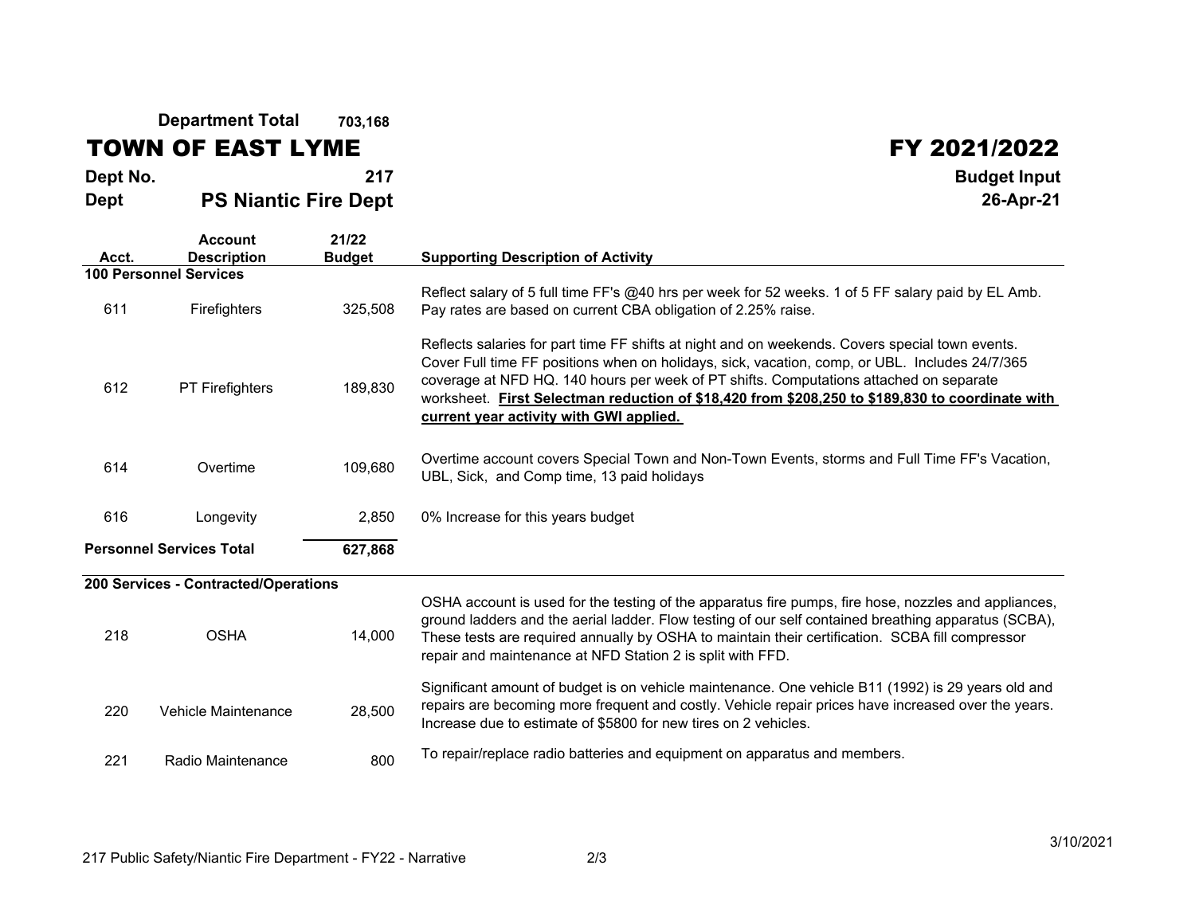**Department Total** **703,168**

# TOWN OF EAST LYME

# FY 2021/2022

**Dept No.** **217**

**Dept** **PS Niantic Fire Dept**

**Budget Input**

**26-Apr-21**

| Acct. | Account Description | 21/22 Budget | Supporting Description of Activity |
|---|---|---|---|
| **100 Personnel Services** | | | |
| 611 | Firefighters | 325,508 | Reflect salary of 5 full time FF's @40 hrs per week for 52 weeks. 1 of 5 FF salary paid by EL Amb. Pay rates are based on current CBA obligation of 2.25% raise. |
| 612 | PT Firefighters | 189,830 | Reflects salaries for part time FF shifts at night and on weekends. Covers special town events. Cover Full time FF positions when on holidays, sick, vacation, comp, or UBL. Includes 24/7/365 coverage at NFD HQ. 140 hours per week of PT shifts. Computations attached on separate worksheet. **First Selectman reduction of $18,420 from $208,250 to $189,830 to coordinate with current year activity with GWI applied.** |
| 614 | Overtime | 109,680 | Overtime account covers Special Town and Non-Town Events, storms and Full Time FF's Vacation, UBL, Sick, and Comp time, 13 paid holidays |
| 616 | Longevity | 2,850 | 0% Increase for this years budget |
| **Personnel Services Total** | | **627,868** | |
| **200 Services - Contracted/Operations** | | | |
| 218 | OSHA | 14,000 | OSHA account is used for the testing of the apparatus fire pumps, fire hose, nozzles and appliances, ground ladders and the aerial ladder. Flow testing of our self contained breathing apparatus (SCBA), These tests are required annually by OSHA to maintain their certification. SCBA fill compressor repair and maintenance at NFD Station 2 is split with FFD. |
| 220 | Vehicle Maintenance | 28,500 | Significant amount of budget is on vehicle maintenance. One vehicle B11 (1992) is 29 years old and repairs are becoming more frequent and costly. Vehicle repair prices have increased over the years. Increase due to estimate of $5800 for new tires on 2 vehicles. |
| 221 | Radio Maintenance | 800 | To repair/replace radio batteries and equipment on apparatus and members. |

217 Public Safety/Niantic Fire Department - FY22 - Narrative

3/10/2021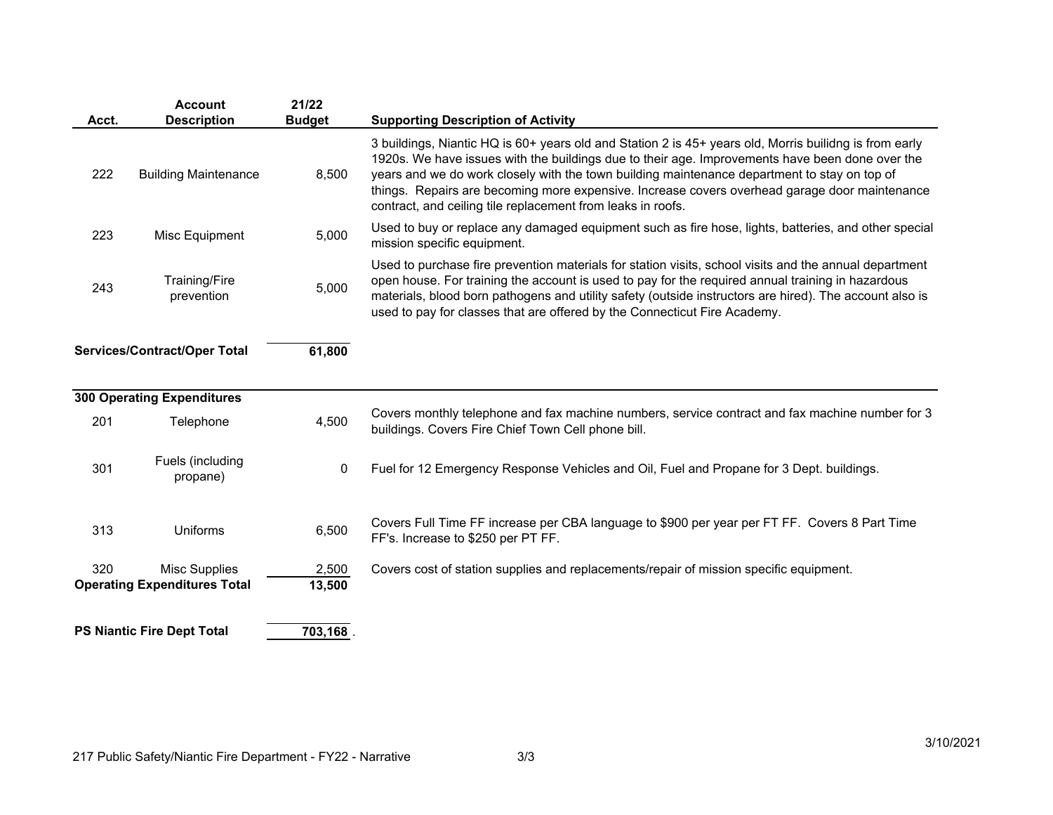| Acct. | Account Description | 21/22 Budget | Supporting Description of Activity |
|---|---|---|---|
| 222 | Building Maintenance | 8,500 | 3 buildings, Niantic HQ is 60+ years old and Station 2 is 45+ years old, Morris builidng is from early 1920s. We have issues with the buildings due to their age. Improvements have been done over the years and we do work closely with the town building maintenance department to stay on top of things. Repairs are becoming more expensive. Increase covers overhead garage door maintenance contract, and ceiling tile replacement from leaks in roofs. |
| 223 | Misc Equipment | 5,000 | Used to buy or replace any damaged equipment such as fire hose, lights, batteries, and other special mission specific equipment. |
| 243 | Training/Fire prevention | 5,000 | Used to purchase fire prevention materials for station visits, school visits and the annual department open house. For training the account is used to pay for the required annual training in hazardous materials, blood born pathogens and utility safety (outside instructors are hired). The account also is used to pay for classes that are offered by the Connecticut Fire Academy. |
| **Services/Contract/Oper Total** | | **61,800** | |
| **300 Operating Expenditures** | | | |
| 201 | Telephone | 4,500 | Covers monthly telephone and fax machine numbers, service contract and fax machine number for 3 buildings. Covers Fire Chief Town Cell phone bill. |
| 301 | Fuels (including propane) | 0 | Fuel for 12 Emergency Response Vehicles and Oil, Fuel and Propane for 3 Dept. buildings. |
| 313 | Uniforms | 6,500 | Covers Full Time FF increase per CBA language to $900 per year per FT FF. Covers 8 Part Time FF's. Increase to $250 per PT FF. |
| 320 | Misc Supplies | 2,500 | Covers cost of station supplies and replacements/repair of mission specific equipment. |
| **Operating Expenditures Total** | | **13,500** | |
| **PS Niantic Fire Dept Total** | | **703,168** . | |

3/10/2021

217 Public Safety/Niantic Fire Department - FY22 - Narrative